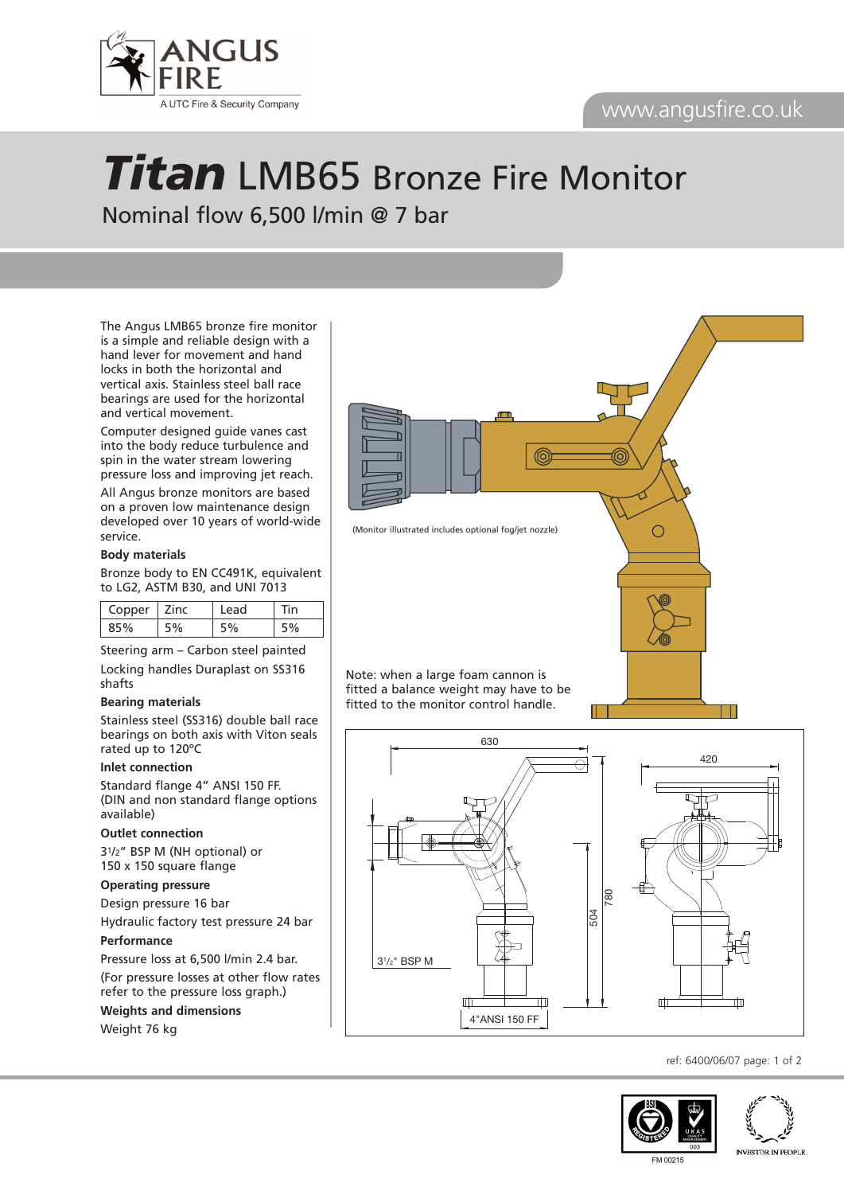# *Titan* LMB65 Bronze Fire Monitor

## Nominal flow 6,500 l/min @ 7 bar

The Angus LMB65 bronze fire monitor is a simple and reliable design with a hand lever for movement and hand locks in both the horizontal and vertical axis. Stainless steel ball race bearings are used for the horizontal and vertical movement.

Computer designed guide vanes cast into the body reduce turbulence and spin in the water stream lowering pressure loss and improving jet reach.

All Angus bronze monitors are based on a proven low maintenance design developed over 10 years of world-wide service.

**Body materials**

Bronze body to EN CC491K, equivalent to LG2, ASTM B30, and UNI 7013

| Copper | Zinc | Lead | Tin |
|---|---|---|---|
| 85% | 5% | 5% | 5% |

Steering arm – Carbon steel painted

Locking handles Duraplast on SS316 shafts

**Bearing materials**

Stainless steel (SS316) double ball race bearings on both axis with Viton seals rated up to 120ºC

**Inlet connection**

Standard flange 4" ANSI 150 FF.
(DIN and non standard flange options available)

**Outlet connection**

3½" BSP M (NH optional) or
150 x 150 square flange

**Operating pressure**

Design pressure 16 bar

Hydraulic factory test pressure 24 bar

**Performance**

Pressure loss at 6,500 l/min 2.4 bar.

(For pressure losses at other flow rates refer to the pressure loss graph.)

**Weights and dimensions**

Weight 76 kg

(Monitor illustrated includes optional fog/jet nozzle)

Note: when a large foam cannon is fitted a balance weight may have to be fitted to the monitor control handle.

630 — 420 — 780 — 504 — 3½" BSP M — 4"ANSI 150 FF

ref: 6400/06/07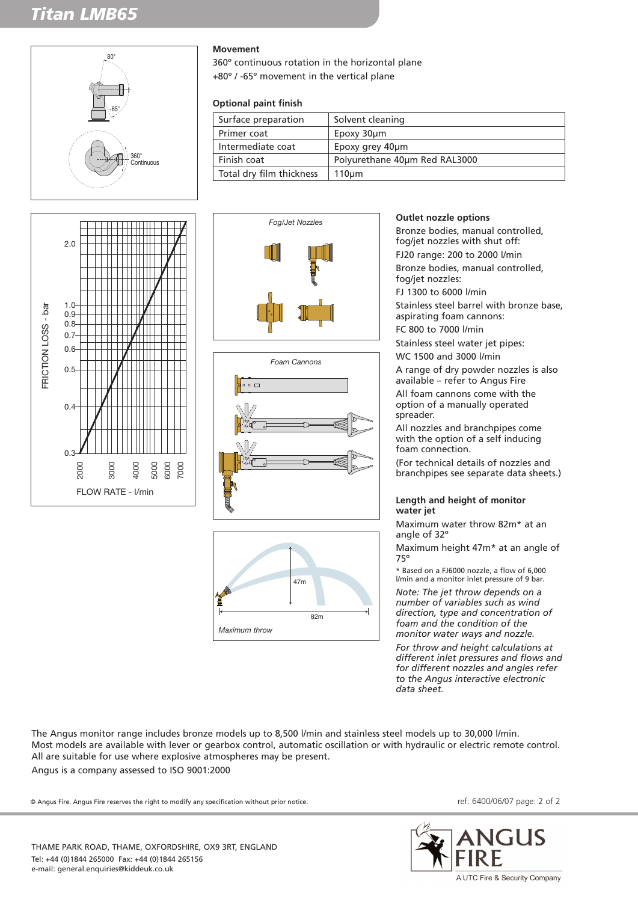# Titan LMB65

80°

-65°

360° Continuous

## Movement

360° continuous rotation in the horizontal plane

+80° / -65° movement in the vertical plane

## Optional paint finish

| | |
|---|---|
| Surface preparation | Solvent cleaning |
| Primer coat | Epoxy 30µm |
| Intermediate coat | Epoxy grey 40µm |
| Finish coat | Polyurethane 40µm Red RAL3000 |
| Total dry film thickness | 110µm |

FRICTION LOSS - bar

2.0
1.0
0.9
0.8
0.7
0.6
0.5
0.4
0.3

2000
3000
4000
5000
6000
7000

FLOW RATE - l/min

*Fog/Jet Nozzles*

*Foam Cannons*

47m

82m

*Maximum throw*

## Outlet nozzle options

Bronze bodies, manual controlled, fog/jet nozzles with shut off:

FJ20 range: 200 to 2000 l/min

Bronze bodies, manual controlled, fog/jet nozzles:

FJ 1300 to 6000 l/min

Stainless steel barrel with bronze base, aspirating foam cannons:

FC 800 to 7000 l/min

Stainless steel water jet pipes:

WC 1500 and 3000 l/min

A range of dry powder nozzles is also available – refer to Angus Fire

All foam cannons come with the option of a manually operated spreader.

All nozzles and branchpipes come with the option of a self inducing foam connection.

(For technical details of nozzles and branchpipes see separate data sheets.)

## Length and height of monitor water jet

Maximum water throw 82m* at an angle of 32°

Maximum height 47m* at an angle of 75°

\* Based on a FJ6000 nozzle, a flow of 6,000 l/min and a monitor inlet pressure of 9 bar.

*Note: The jet throw depends on a number of variables such as wind direction, type and concentration of foam and the condition of the monitor water ways and nozzle.*

*For throw and height calculations at different inlet pressures and flows and for different nozzles and angles refer to the Angus interactive electronic data sheet.*

The Angus monitor range includes bronze models up to 8,500 l/min and stainless steel models up to 30,000 l/min. Most models are available with lever or gearbox control, automatic oscillation or with hydraulic or electric remote control. All are suitable for use where explosive atmospheres may be present.

Angus is a company assessed to ISO 9001:2000

© Angus Fire. Angus Fire reserves the right to modify any specification without prior notice.

ref: 6400/06/07

THAME PARK ROAD, THAME, OXFORDSHIRE, OX9 3RT, ENGLAND
Tel: +44 (0)1844 265000 Fax: +44 (0)1844 265156
e-mail: general.enquiries@kiddeuk.co.uk

ANGUS FIRE
A UTC Fire & Security Company